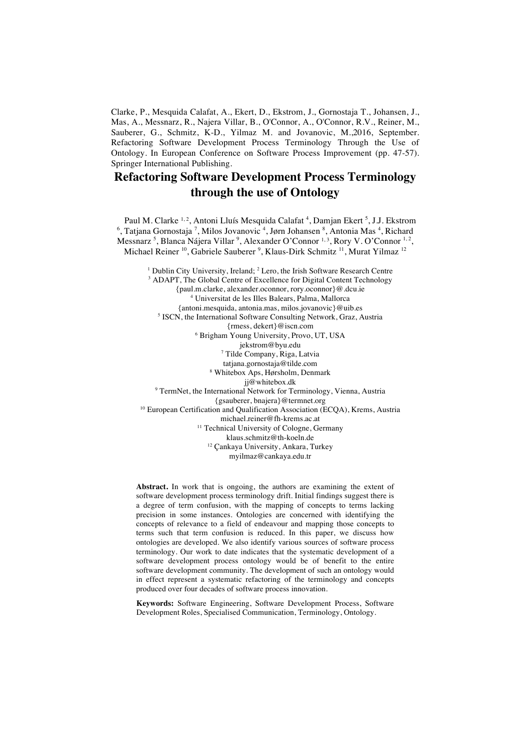Clarke, P., Mesquida Calafat, A., Ekert, D., Ekstrom, J., Gornostaja T., Johansen, J., Mas, A., Messnarz, R., Najera Villar, B., O'Connor, A., O'Connor, R.V., Reiner, M., Sauberer, G., Schmitz, K-D., Yilmaz M. and Jovanovic, M.,2016, September. Refactoring Software Development Process Terminology Through the Use of Ontology. In European Conference on Software Process Improvement (pp. 47-57). Springer International Publishing.

# Refactoring Software Development Process Terminology through the use of Ontology

Paul M. Clarke [1,2], Antoni Lluís Mesquida Calafat [4], Damjan Ekert [5], J.J. Ekstrom [6], Tatjana Gornostaja [7], Milos Jovanovic [4], Jørn Johansen [8], Antonia Mas [4], Richard Messnarz [5], Blanca Nájera Villar [9], Alexander O'Connor [1,3], Rory V. O'Connor [1,2], Michael Reiner [10], Gabriele Sauberer [9], Klaus-Dirk Schmitz [11], Murat Yilmaz [12]

[1] Dublin City University, Ireland; [2] Lero, the Irish Software Research Centre
[3] ADAPT, The Global Centre of Excellence for Digital Content Technology
{paul.m.clarke, alexander.oconnor, rory.oconnor}@.dcu.ie
[4] Universitat de les Illes Balears, Palma, Mallorca
{antoni.mesquida, antonia.mas, milos.jovanovic}@uib.es
[5] ISCN, the International Software Consulting Network, Graz, Austria
{rmess, dekert}@iscn.com
[6] Brigham Young University, Provo, UT, USA
jekstrom@byu.edu
[7] Tilde Company, Riga, Latvia
tatjana.gornostaja@tilde.com
[8] Whitebox Aps, Hørsholm, Denmark
jj@whitebox.dk
[9] TermNet, the International Network for Terminology, Vienna, Austria
{gsauberer, bnajera}@termnet.org
[10] European Certification and Qualification Association (ECQA), Krems, Austria
michael.reiner@fh-krems.ac.at
[11] Technical University of Cologne, Germany
klaus.schmitz@th-koeln.de
[12] Çankaya University, Ankara, Turkey
myilmaz@cankaya.edu.tr

**Abstract.** In work that is ongoing, the authors are examining the extent of software development process terminology drift. Initial findings suggest there is a degree of term confusion, with the mapping of concepts to terms lacking precision in some instances. Ontologies are concerned with identifying the concepts of relevance to a field of endeavour and mapping those concepts to terms such that term confusion is reduced. In this paper, we discuss how ontologies are developed. We also identify various sources of software process terminology. Our work to date indicates that the systematic development of a software development process ontology would be of benefit to the entire software development community. The development of such an ontology would in effect represent a systematic refactoring of the terminology and concepts produced over four decades of software process innovation.

**Keywords:** Software Engineering, Software Development Process, Software Development Roles, Specialised Communication, Terminology, Ontology.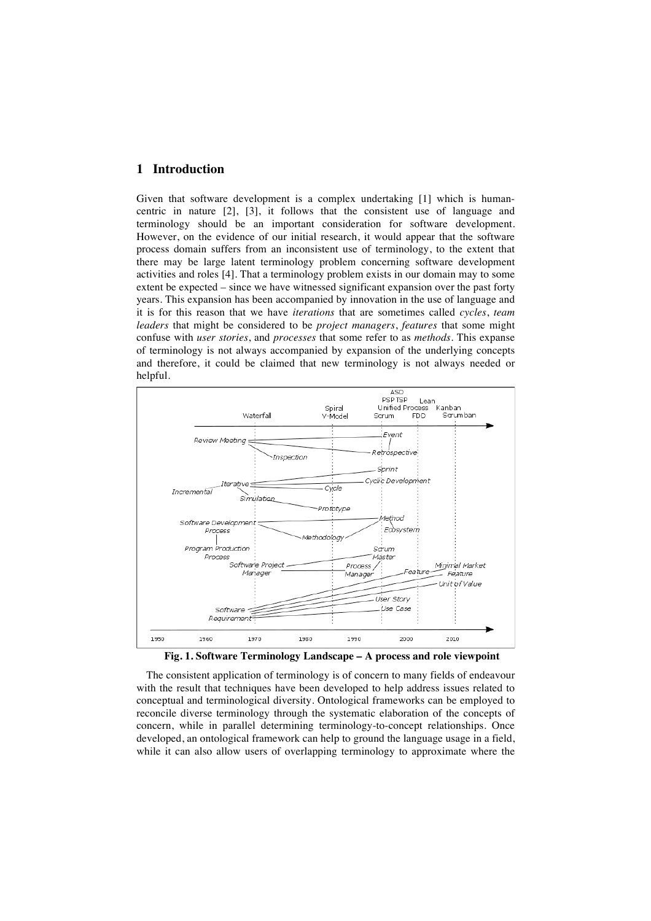## 1 Introduction

Given that software development is a complex undertaking [1] which is human-centric in nature [2], [3], it follows that the consistent use of language and terminology should be an important consideration for software development. However, on the evidence of our initial research, it would appear that the software process domain suffers from an inconsistent use of terminology, to the extent that there may be large latent terminology problem concerning software development activities and roles [4]. That a terminology problem exists in our domain may to some extent be expected – since we have witnessed significant expansion over the past forty years. This expansion has been accompanied by innovation in the use of language and it is for this reason that we have *iterations* that are sometimes called *cycles*, *team leaders* that might be considered to be *project managers*, *features* that some might confuse with *user stories*, and *processes* that some refer to as *methods*. This expanse of terminology is not always accompanied by expansion of the underlying concepts and therefore, it could be claimed that new terminology is not always needed or helpful.

**Fig. 1. Software Terminology Landscape – A process and role viewpoint**

The consistent application of terminology is of concern to many fields of endeavour with the result that techniques have been developed to help address issues related to conceptual and terminological diversity. Ontological frameworks can be employed to reconcile diverse terminology through the systematic elaboration of the concepts of concern, while in parallel determining terminology-to-concept relationships. Once developed, an ontological framework can help to ground the language usage in a field, while it can also allow users of overlapping terminology to approximate where the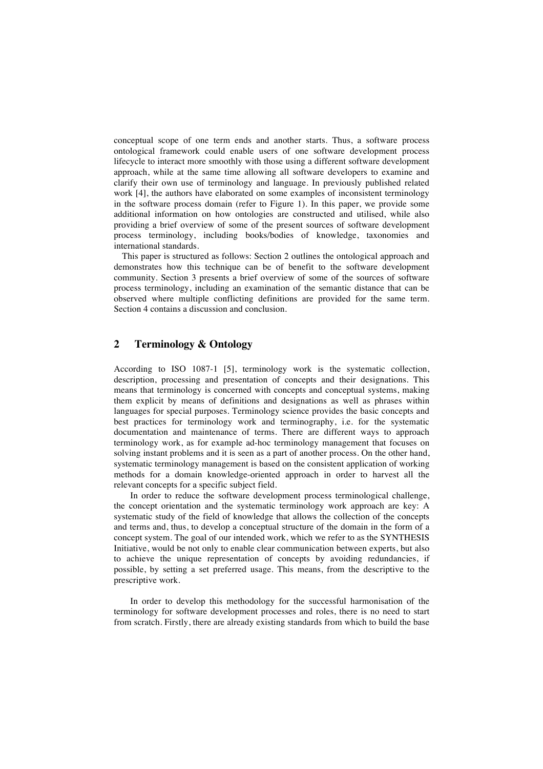conceptual scope of one term ends and another starts. Thus, a software process ontological framework could enable users of one software development process lifecycle to interact more smoothly with those using a different software development approach, while at the same time allowing all software developers to examine and clarify their own use of terminology and language. In previously published related work [4], the authors have elaborated on some examples of inconsistent terminology in the software process domain (refer to Figure 1). In this paper, we provide some additional information on how ontologies are constructed and utilised, while also providing a brief overview of some of the present sources of software development process terminology, including books/bodies of knowledge, taxonomies and international standards.

This paper is structured as follows: Section 2 outlines the ontological approach and demonstrates how this technique can be of benefit to the software development community. Section 3 presents a brief overview of some of the sources of software process terminology, including an examination of the semantic distance that can be observed where multiple conflicting definitions are provided for the same term. Section 4 contains a discussion and conclusion.

## 2 Terminology & Ontology

According to ISO 1087-1 [5], terminology work is the systematic collection, description, processing and presentation of concepts and their designations. This means that terminology is concerned with concepts and conceptual systems, making them explicit by means of definitions and designations as well as phrases within languages for special purposes. Terminology science provides the basic concepts and best practices for terminology work and terminography, i.e. for the systematic documentation and maintenance of terms. There are different ways to approach terminology work, as for example ad-hoc terminology management that focuses on solving instant problems and it is seen as a part of another process. On the other hand, systematic terminology management is based on the consistent application of working methods for a domain knowledge-oriented approach in order to harvest all the relevant concepts for a specific subject field.

In order to reduce the software development process terminological challenge, the concept orientation and the systematic terminology work approach are key: A systematic study of the field of knowledge that allows the collection of the concepts and terms and, thus, to develop a conceptual structure of the domain in the form of a concept system. The goal of our intended work, which we refer to as the SYNTHESIS Initiative, would be not only to enable clear communication between experts, but also to achieve the unique representation of concepts by avoiding redundancies, if possible, by setting a set preferred usage. This means, from the descriptive to the prescriptive work.

In order to develop this methodology for the successful harmonisation of the terminology for software development processes and roles, there is no need to start from scratch. Firstly, there are already existing standards from which to build the base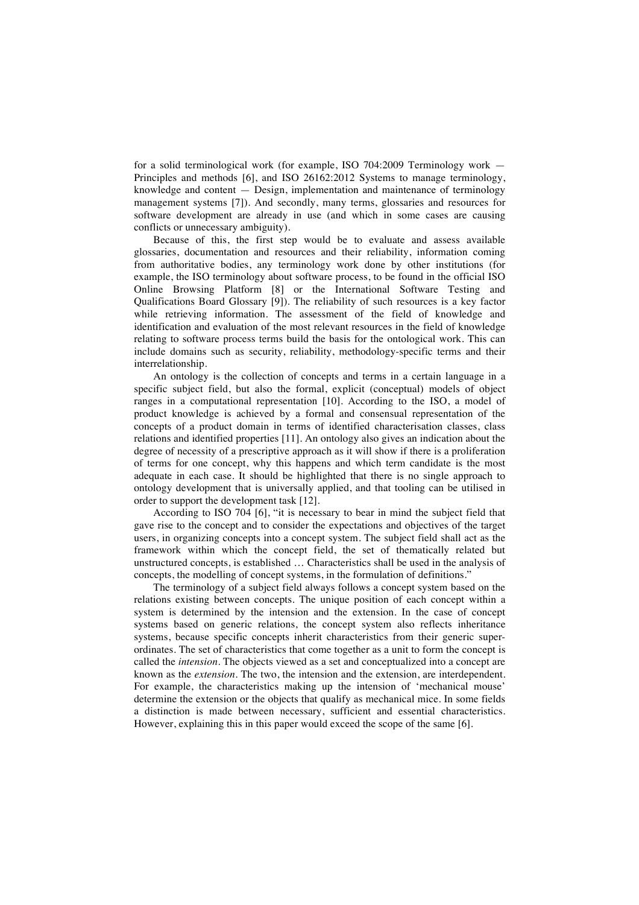for a solid terminological work (for example, ISO 704:2009 Terminology work — Principles and methods [6], and ISO 26162:2012 Systems to manage terminology, knowledge and content — Design, implementation and maintenance of terminology management systems [7]). And secondly, many terms, glossaries and resources for software development are already in use (and which in some cases are causing conflicts or unnecessary ambiguity).

Because of this, the first step would be to evaluate and assess available glossaries, documentation and resources and their reliability, information coming from authoritative bodies, any terminology work done by other institutions (for example, the ISO terminology about software process, to be found in the official ISO Online Browsing Platform [8] or the International Software Testing and Qualifications Board Glossary [9]). The reliability of such resources is a key factor while retrieving information. The assessment of the field of knowledge and identification and evaluation of the most relevant resources in the field of knowledge relating to software process terms build the basis for the ontological work. This can include domains such as security, reliability, methodology-specific terms and their interrelationship.

An ontology is the collection of concepts and terms in a certain language in a specific subject field, but also the formal, explicit (conceptual) models of object ranges in a computational representation [10]. According to the ISO, a model of product knowledge is achieved by a formal and consensual representation of the concepts of a product domain in terms of identified characterisation classes, class relations and identified properties [11]. An ontology also gives an indication about the degree of necessity of a prescriptive approach as it will show if there is a proliferation of terms for one concept, why this happens and which term candidate is the most adequate in each case. It should be highlighted that there is no single approach to ontology development that is universally applied, and that tooling can be utilised in order to support the development task [12].

According to ISO 704 [6], "it is necessary to bear in mind the subject field that gave rise to the concept and to consider the expectations and objectives of the target users, in organizing concepts into a concept system. The subject field shall act as the framework within which the concept field, the set of thematically related but unstructured concepts, is established … Characteristics shall be used in the analysis of concepts, the modelling of concept systems, in the formulation of definitions."

The terminology of a subject field always follows a concept system based on the relations existing between concepts. The unique position of each concept within a system is determined by the intension and the extension. In the case of concept systems based on generic relations, the concept system also reflects inheritance systems, because specific concepts inherit characteristics from their generic superordinates. The set of characteristics that come together as a unit to form the concept is called the *intension*. The objects viewed as a set and conceptualized into a concept are known as the *extension*. The two, the intension and the extension, are interdependent. For example, the characteristics making up the intension of 'mechanical mouse' determine the extension or the objects that qualify as mechanical mice. In some fields a distinction is made between necessary, sufficient and essential characteristics. However, explaining this in this paper would exceed the scope of the same [6].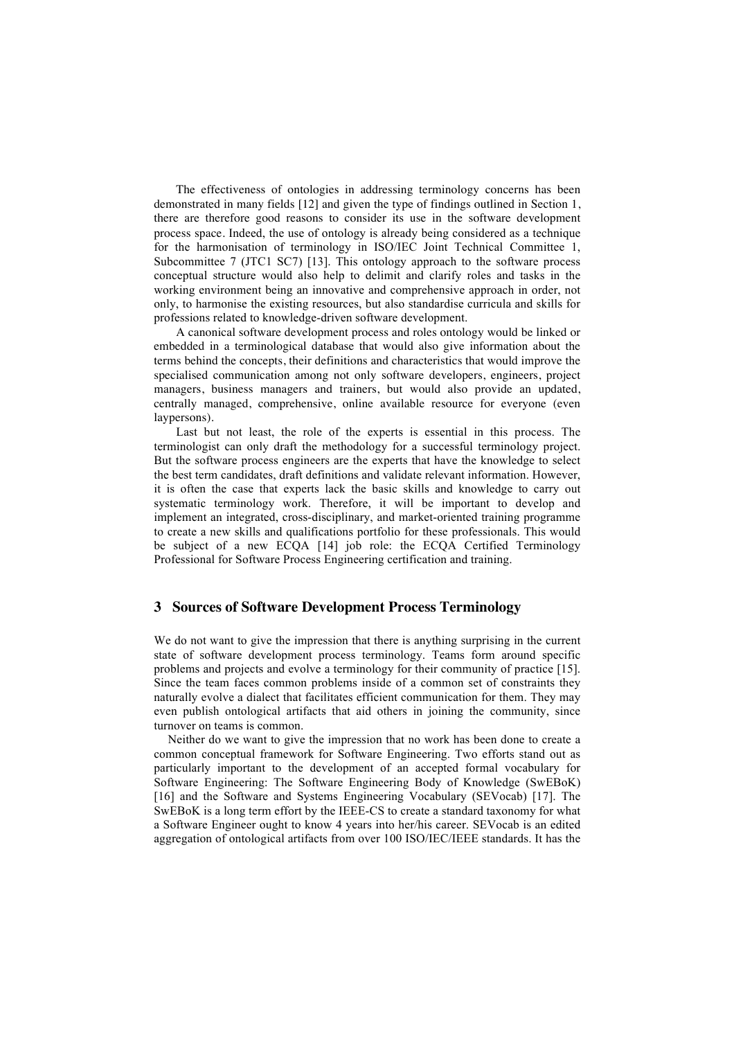The effectiveness of ontologies in addressing terminology concerns has been demonstrated in many fields [12] and given the type of findings outlined in Section 1, there are therefore good reasons to consider its use in the software development process space. Indeed, the use of ontology is already being considered as a technique for the harmonisation of terminology in ISO/IEC Joint Technical Committee 1, Subcommittee 7 (JTC1 SC7) [13]. This ontology approach to the software process conceptual structure would also help to delimit and clarify roles and tasks in the working environment being an innovative and comprehensive approach in order, not only, to harmonise the existing resources, but also standardise curricula and skills for professions related to knowledge-driven software development.

A canonical software development process and roles ontology would be linked or embedded in a terminological database that would also give information about the terms behind the concepts, their definitions and characteristics that would improve the specialised communication among not only software developers, engineers, project managers, business managers and trainers, but would also provide an updated, centrally managed, comprehensive, online available resource for everyone (even laypersons).

Last but not least, the role of the experts is essential in this process. The terminologist can only draft the methodology for a successful terminology project. But the software process engineers are the experts that have the knowledge to select the best term candidates, draft definitions and validate relevant information. However, it is often the case that experts lack the basic skills and knowledge to carry out systematic terminology work. Therefore, it will be important to develop and implement an integrated, cross-disciplinary, and market-oriented training programme to create a new skills and qualifications portfolio for these professionals. This would be subject of a new ECQA [14] job role: the ECQA Certified Terminology Professional for Software Process Engineering certification and training.

## 3 Sources of Software Development Process Terminology

We do not want to give the impression that there is anything surprising in the current state of software development process terminology. Teams form around specific problems and projects and evolve a terminology for their community of practice [15]. Since the team faces common problems inside of a common set of constraints they naturally evolve a dialect that facilitates efficient communication for them. They may even publish ontological artifacts that aid others in joining the community, since turnover on teams is common.

Neither do we want to give the impression that no work has been done to create a common conceptual framework for Software Engineering. Two efforts stand out as particularly important to the development of an accepted formal vocabulary for Software Engineering: The Software Engineering Body of Knowledge (SwEBoK) [16] and the Software and Systems Engineering Vocabulary (SEVocab) [17]. The SwEBoK is a long term effort by the IEEE-CS to create a standard taxonomy for what a Software Engineer ought to know 4 years into her/his career. SEVocab is an edited aggregation of ontological artifacts from over 100 ISO/IEC/IEEE standards. It has the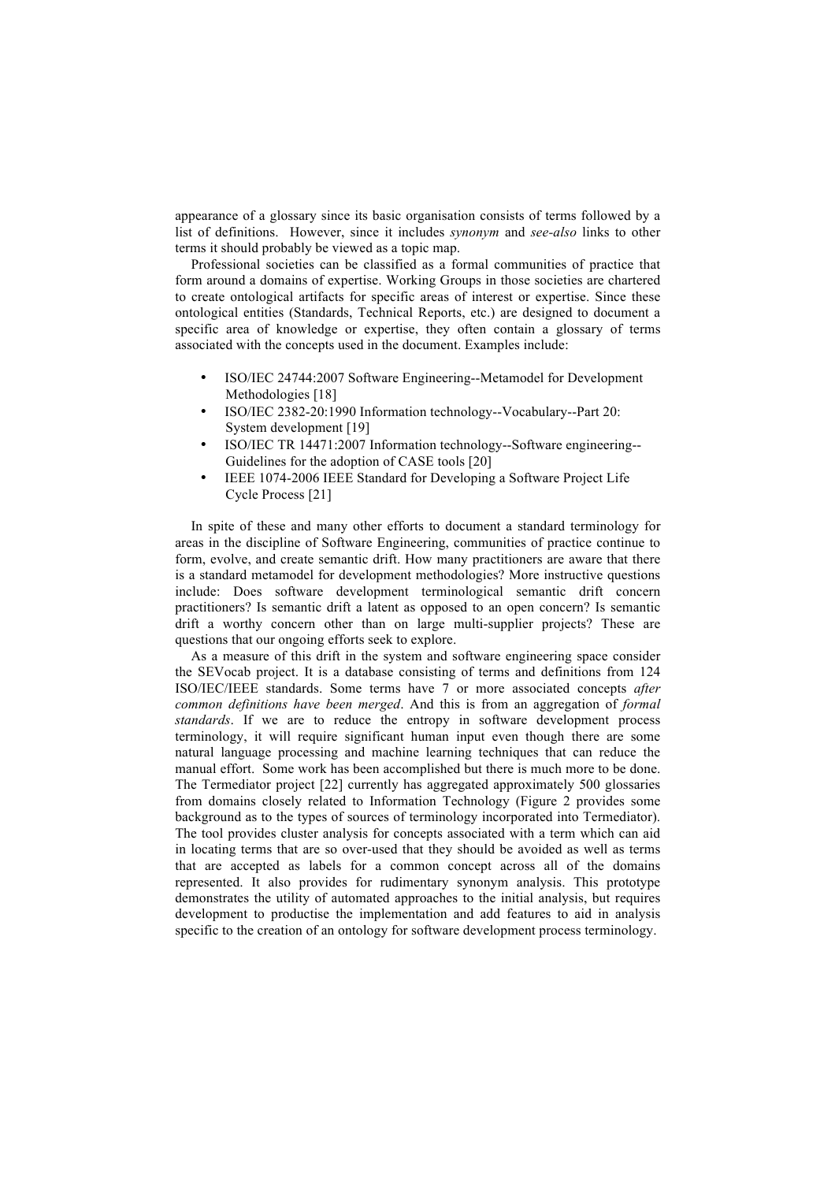appearance of a glossary since its basic organisation consists of terms followed by a list of definitions. However, since it includes *synonym* and *see-also* links to other terms it should probably be viewed as a topic map.

Professional societies can be classified as a formal communities of practice that form around a domains of expertise. Working Groups in those societies are chartered to create ontological artifacts for specific areas of interest or expertise. Since these ontological entities (Standards, Technical Reports, etc.) are designed to document a specific area of knowledge or expertise, they often contain a glossary of terms associated with the concepts used in the document. Examples include:

- ISO/IEC 24744:2007 Software Engineering--Metamodel for Development Methodologies [18]
- ISO/IEC 2382-20:1990 Information technology--Vocabulary--Part 20: System development [19]
- ISO/IEC TR 14471:2007 Information technology--Software engineering--Guidelines for the adoption of CASE tools [20]
- IEEE 1074-2006 IEEE Standard for Developing a Software Project Life Cycle Process [21]

In spite of these and many other efforts to document a standard terminology for areas in the discipline of Software Engineering, communities of practice continue to form, evolve, and create semantic drift. How many practitioners are aware that there is a standard metamodel for development methodologies? More instructive questions include: Does software development terminological semantic drift concern practitioners? Is semantic drift a latent as opposed to an open concern? Is semantic drift a worthy concern other than on large multi-supplier projects? These are questions that our ongoing efforts seek to explore.

As a measure of this drift in the system and software engineering space consider the SEVocab project. It is a database consisting of terms and definitions from 124 ISO/IEC/IEEE standards. Some terms have 7 or more associated concepts *after common definitions have been merged*. And this is from an aggregation of *formal standards*. If we are to reduce the entropy in software development process terminology, it will require significant human input even though there are some natural language processing and machine learning techniques that can reduce the manual effort. Some work has been accomplished but there is much more to be done. The Termediator project [22] currently has aggregated approximately 500 glossaries from domains closely related to Information Technology (Figure 2 provides some background as to the types of sources of terminology incorporated into Termediator). The tool provides cluster analysis for concepts associated with a term which can aid in locating terms that are so over-used that they should be avoided as well as terms that are accepted as labels for a common concept across all of the domains represented. It also provides for rudimentary synonym analysis. This prototype demonstrates the utility of automated approaches to the initial analysis, but requires development to productise the implementation and add features to aid in analysis specific to the creation of an ontology for software development process terminology.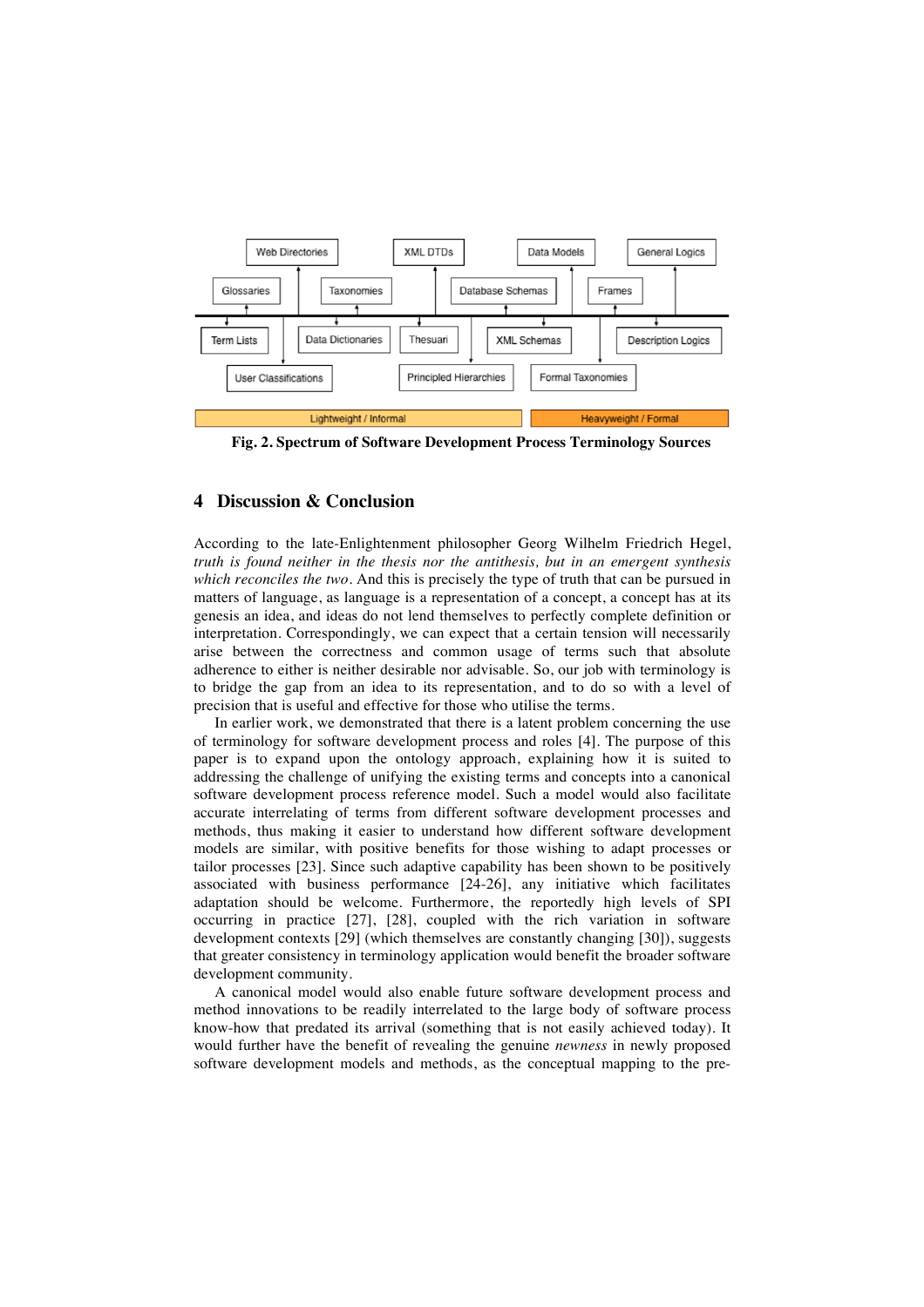Web Directories
XML DTDs
Data Models
General Logics
Glossaries
Taxonomies
Database Schemas
Frames
Term Lists
Data Dictionaries
Thesuari
XML Schemas
Description Logics
User Classifications
Principled Hierarchies
Formal Taxonomies
Lightweight / Informal
Heavyweight / Formal

**Fig. 2. Spectrum of Software Development Process Terminology Sources**

## 4 Discussion & Conclusion

According to the late-Enlightenment philosopher Georg Wilhelm Friedrich Hegel, *truth is found neither in the thesis nor the antithesis, but in an emergent synthesis which reconciles the two*. And this is precisely the type of truth that can be pursued in matters of language, as language is a representation of a concept, a concept has at its genesis an idea, and ideas do not lend themselves to perfectly complete definition or interpretation. Correspondingly, we can expect that a certain tension will necessarily arise between the correctness and common usage of terms such that absolute adherence to either is neither desirable nor advisable. So, our job with terminology is to bridge the gap from an idea to its representation, and to do so with a level of precision that is useful and effective for those who utilise the terms.

In earlier work, we demonstrated that there is a latent problem concerning the use of terminology for software development process and roles [4]. The purpose of this paper is to expand upon the ontology approach, explaining how it is suited to addressing the challenge of unifying the existing terms and concepts into a canonical software development process reference model. Such a model would also facilitate accurate interrelating of terms from different software development processes and methods, thus making it easier to understand how different software development models are similar, with positive benefits for those wishing to adapt processes or tailor processes [23]. Since such adaptive capability has been shown to be positively associated with business performance [24-26], any initiative which facilitates adaptation should be welcome. Furthermore, the reportedly high levels of SPI occurring in practice [27], [28], coupled with the rich variation in software development contexts [29] (which themselves are constantly changing [30]), suggests that greater consistency in terminology application would benefit the broader software development community.

A canonical model would also enable future software development process and method innovations to be readily interrelated to the large body of software process know-how that predated its arrival (something that is not easily achieved today). It would further have the benefit of revealing the genuine *newness* in newly proposed software development models and methods, as the conceptual mapping to the pre-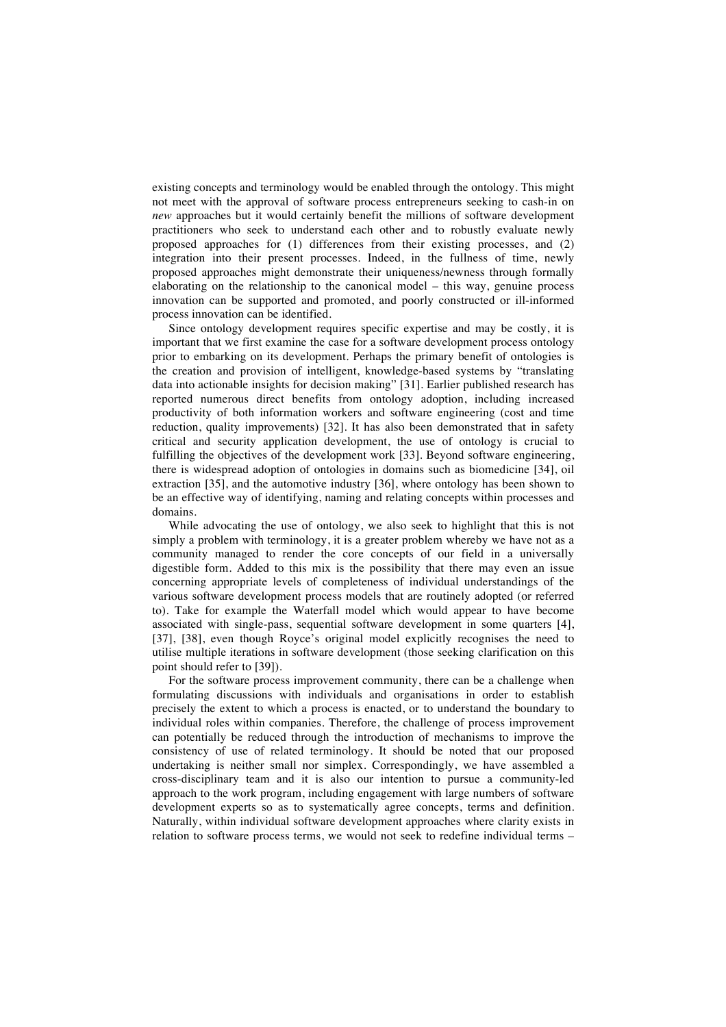existing concepts and terminology would be enabled through the ontology. This might not meet with the approval of software process entrepreneurs seeking to cash-in on *new* approaches but it would certainly benefit the millions of software development practitioners who seek to understand each other and to robustly evaluate newly proposed approaches for (1) differences from their existing processes, and (2) integration into their present processes. Indeed, in the fullness of time, newly proposed approaches might demonstrate their uniqueness/newness through formally elaborating on the relationship to the canonical model – this way, genuine process innovation can be supported and promoted, and poorly constructed or ill-informed process innovation can be identified.

Since ontology development requires specific expertise and may be costly, it is important that we first examine the case for a software development process ontology prior to embarking on its development. Perhaps the primary benefit of ontologies is the creation and provision of intelligent, knowledge-based systems by "translating data into actionable insights for decision making" [31]. Earlier published research has reported numerous direct benefits from ontology adoption, including increased productivity of both information workers and software engineering (cost and time reduction, quality improvements) [32]. It has also been demonstrated that in safety critical and security application development, the use of ontology is crucial to fulfilling the objectives of the development work [33]. Beyond software engineering, there is widespread adoption of ontologies in domains such as biomedicine [34], oil extraction [35], and the automotive industry [36], where ontology has been shown to be an effective way of identifying, naming and relating concepts within processes and domains.

While advocating the use of ontology, we also seek to highlight that this is not simply a problem with terminology, it is a greater problem whereby we have not as a community managed to render the core concepts of our field in a universally digestible form. Added to this mix is the possibility that there may even an issue concerning appropriate levels of completeness of individual understandings of the various software development process models that are routinely adopted (or referred to). Take for example the Waterfall model which would appear to have become associated with single-pass, sequential software development in some quarters [4], [37], [38], even though Royce's original model explicitly recognises the need to utilise multiple iterations in software development (those seeking clarification on this point should refer to [39]).

For the software process improvement community, there can be a challenge when formulating discussions with individuals and organisations in order to establish precisely the extent to which a process is enacted, or to understand the boundary to individual roles within companies. Therefore, the challenge of process improvement can potentially be reduced through the introduction of mechanisms to improve the consistency of use of related terminology. It should be noted that our proposed undertaking is neither small nor simplex. Correspondingly, we have assembled a cross-disciplinary team and it is also our intention to pursue a community-led approach to the work program, including engagement with large numbers of software development experts so as to systematically agree concepts, terms and definition. Naturally, within individual software development approaches where clarity exists in relation to software process terms, we would not seek to redefine individual terms –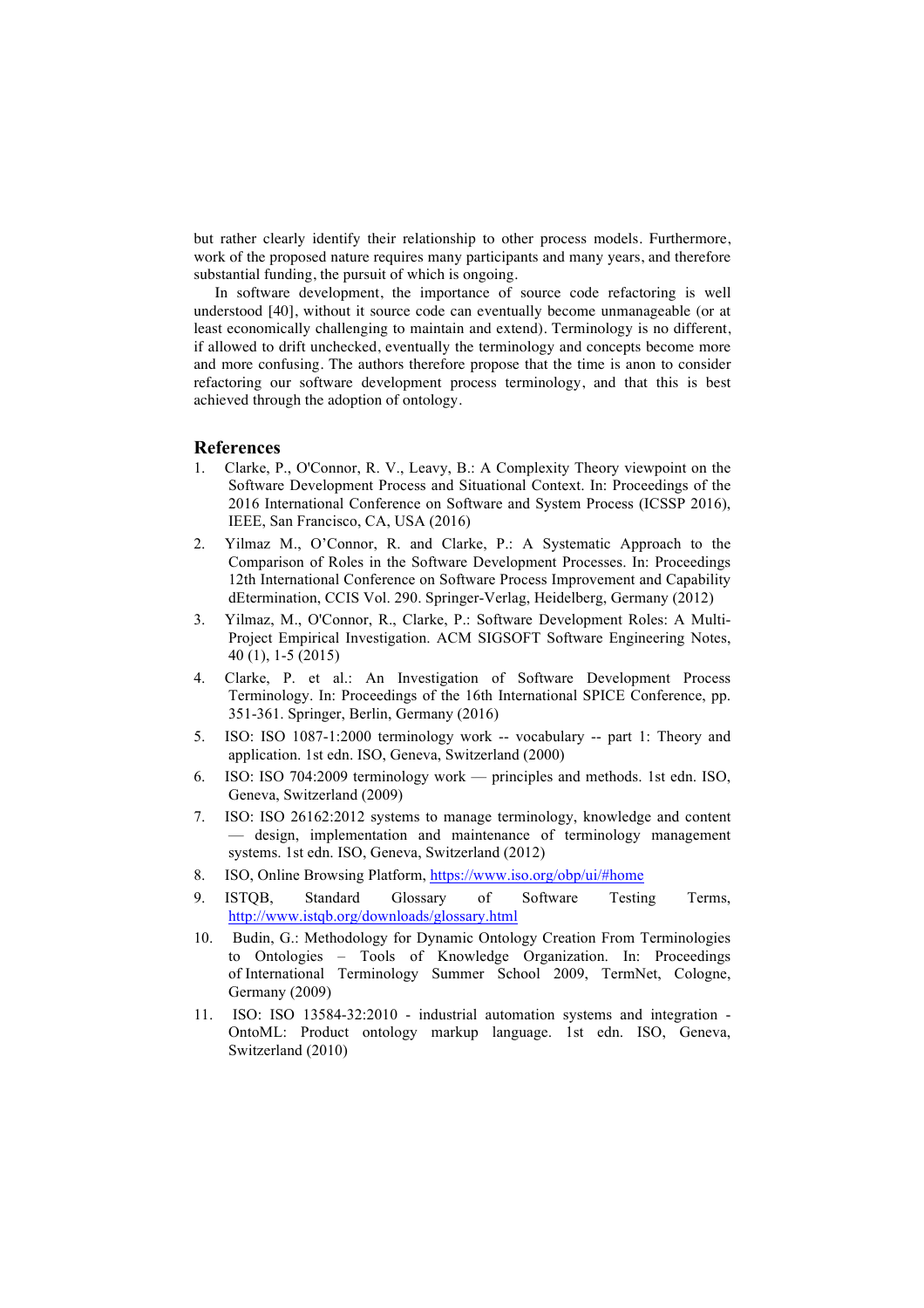but rather clearly identify their relationship to other process models. Furthermore, work of the proposed nature requires many participants and many years, and therefore substantial funding, the pursuit of which is ongoing.

In software development, the importance of source code refactoring is well understood [40], without it source code can eventually become unmanageable (or at least economically challenging to maintain and extend). Terminology is no different, if allowed to drift unchecked, eventually the terminology and concepts become more and more confusing. The authors therefore propose that the time is anon to consider refactoring our software development process terminology, and that this is best achieved through the adoption of ontology.

## References

1. Clarke, P., O'Connor, R. V., Leavy, B.: A Complexity Theory viewpoint on the Software Development Process and Situational Context. In: Proceedings of the 2016 International Conference on Software and System Process (ICSSP 2016), IEEE, San Francisco, CA, USA (2016)
2. Yilmaz M., O'Connor, R. and Clarke, P.: A Systematic Approach to the Comparison of Roles in the Software Development Processes. In: Proceedings 12th International Conference on Software Process Improvement and Capability dEtermination, CCIS Vol. 290. Springer-Verlag, Heidelberg, Germany (2012)
3. Yilmaz, M., O'Connor, R., Clarke, P.: Software Development Roles: A Multi-Project Empirical Investigation. ACM SIGSOFT Software Engineering Notes, 40 (1), 1-5 (2015)
4. Clarke, P. et al.: An Investigation of Software Development Process Terminology. In: Proceedings of the 16th International SPICE Conference, pp. 351-361. Springer, Berlin, Germany (2016)
5. ISO: ISO 1087-1:2000 terminology work -- vocabulary -- part 1: Theory and application. 1st edn. ISO, Geneva, Switzerland (2000)
6. ISO: ISO 704:2009 terminology work — principles and methods. 1st edn. ISO, Geneva, Switzerland (2009)
7. ISO: ISO 26162:2012 systems to manage terminology, knowledge and content — design, implementation and maintenance of terminology management systems. 1st edn. ISO, Geneva, Switzerland (2012)
8. ISO, Online Browsing Platform, https://www.iso.org/obp/ui/#home
9. ISTQB, Standard Glossary of Software Testing Terms, http://www.istqb.org/downloads/glossary.html
10. Budin, G.: Methodology for Dynamic Ontology Creation From Terminologies to Ontologies – Tools of Knowledge Organization. In: Proceedings of International Terminology Summer School 2009, TermNet, Cologne, Germany (2009)
11. ISO: ISO 13584-32:2010 - industrial automation systems and integration - OntoML: Product ontology markup language. 1st edn. ISO, Geneva, Switzerland (2010)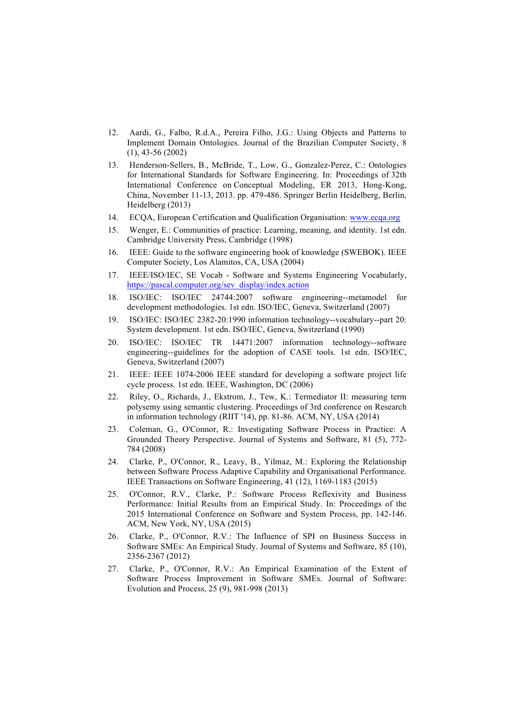12. Aardi, G., Falbo, R.d.A., Pereira Filho, J.G.: Using Objects and Patterns to Implement Domain Ontologies. Journal of the Brazilian Computer Society, 8 (1), 43-56 (2002)
13. Henderson-Sellers, B., McBride, T., Low, G., Gonzalez-Perez, C.: Ontologies for International Standards for Software Engineering. In: Proceedings of 32th International Conference on Conceptual Modeling, ER 2013, Hong-Kong, China, November 11-13, 2013. pp. 479-486. Springer Berlin Heidelberg, Berlin, Heidelberg (2013)
14. ECQA, European Certification and Qualification Organisation: [www.ecqa.org](www.ecqa.org)
15. Wenger, E.: Communities of practice: Learning, meaning, and identity. 1st edn. Cambridge University Press, Cambridge (1998)
16. IEEE: Guide to the software engineering book of knowledge (SWEBOK). IEEE Computer Society, Los Alamitos, CA, USA (2004)
17. IEEE/ISO/IEC, SE Vocab - Software and Systems Engineering Vocabularly, [https://pascal.computer.org/sev_display/index.action](https://pascal.computer.org/sev_display/index.action)
18. ISO/IEC: ISO/IEC 24744:2007 software engineering--metamodel for development methodologies. 1st edn. ISO/IEC, Geneva, Switzerland (2007)
19. ISO/IEC: ISO/IEC 2382-20:1990 information technology--vocabulary--part 20: System development. 1st edn. ISO/IEC, Geneva, Switzerland (1990)
20. ISO/IEC: ISO/IEC TR 14471:2007 information technology--software engineering--guidelines for the adoption of CASE tools. 1st edn. ISO/IEC, Geneva, Switzerland (2007)
21. IEEE: IEEE 1074-2006 IEEE standard for developing a software project life cycle process. 1st edn. IEEE, Washington, DC (2006)
22. Riley, O., Richards, J., Ekstrom, J., Tew, K.: Termediator II: measuring term polysemy using semantic clustering. Proceedings of 3rd conference on Research in information technology (RIIT '14), pp. 81-86. ACM, NY, USA (2014)
23. Coleman, G., O'Connor, R.: Investigating Software Process in Practice: A Grounded Theory Perspective. Journal of Systems and Software, 81 (5), 772-784 (2008)
24. Clarke, P., O'Connor, R., Leavy, B., Yilmaz, M.: Exploring the Relationship between Software Process Adaptive Capability and Organisational Performance. IEEE Transactions on Software Engineering, 41 (12), 1169-1183 (2015)
25. O'Connor, R.V., Clarke, P.: Software Process Reflexivity and Business Performance: Initial Results from an Empirical Study. In: Proceedings of the 2015 International Conference on Software and System Process, pp. 142-146. ACM, New York, NY, USA (2015)
26. Clarke, P., O'Connor, R.V.: The Influence of SPI on Business Success in Software SMEs: An Empirical Study. Journal of Systems and Software, 85 (10), 2356-2367 (2012)
27. Clarke, P., O'Connor, R.V.: An Empirical Examination of the Extent of Software Process Improvement in Software SMEs. Journal of Software: Evolution and Process, 25 (9), 981-998 (2013)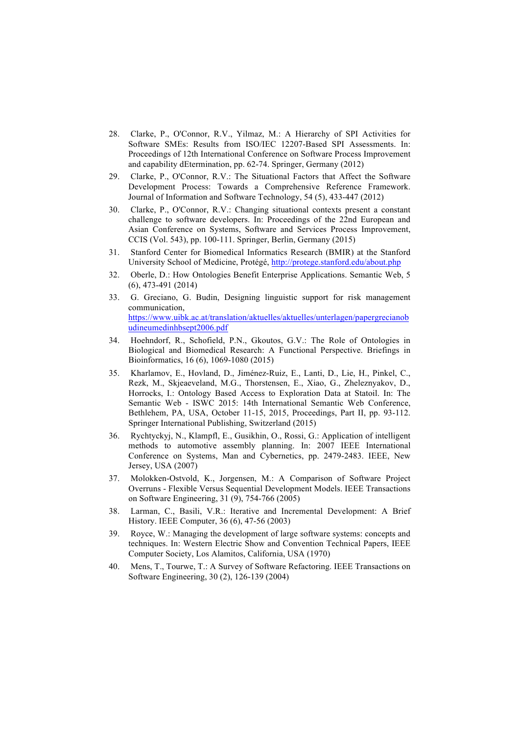28. Clarke, P., O'Connor, R.V., Yilmaz, M.: A Hierarchy of SPI Activities for Software SMEs: Results from ISO/IEC 12207-Based SPI Assessments. In: Proceedings of 12th International Conference on Software Process Improvement and capability dEtermination, pp. 62-74. Springer, Germany (2012)
29. Clarke, P., O'Connor, R.V.: The Situational Factors that Affect the Software Development Process: Towards a Comprehensive Reference Framework. Journal of Information and Software Technology, 54 (5), 433-447 (2012)
30. Clarke, P., O'Connor, R.V.: Changing situational contexts present a constant challenge to software developers. In: Proceedings of the 22nd European and Asian Conference on Systems, Software and Services Process Improvement, CCIS (Vol. 543), pp. 100-111. Springer, Berlin, Germany (2015)
31. Stanford Center for Biomedical Informatics Research (BMIR) at the Stanford University School of Medicine, Protégé, http://protege.stanford.edu/about.php
32. Oberle, D.: How Ontologies Benefit Enterprise Applications. Semantic Web, 5 (6), 473-491 (2014)
33. G. Greciano, G. Budin, Designing linguistic support for risk management communication, https://www.uibk.ac.at/translation/aktuelles/aktuelles/unterlagen/papergrecianobudineumedinhbsept2006.pdf
34. Hoehndorf, R., Schofield, P.N., Gkoutos, G.V.: The Role of Ontologies in Biological and Biomedical Research: A Functional Perspective. Briefings in Bioinformatics, 16 (6), 1069-1080 (2015)
35. Kharlamov, E., Hovland, D., Jiménez-Ruiz, E., Lanti, D., Lie, H., Pinkel, C., Rezk, M., Skjeaeveland, M.G., Thorstensen, E., Xiao, G., Zheleznyakov, D., Horrocks, I.: Ontology Based Access to Exploration Data at Statoil. In: The Semantic Web - ISWC 2015: 14th International Semantic Web Conference, Bethlehem, PA, USA, October 11-15, 2015, Proceedings, Part II, pp. 93-112. Springer International Publishing, Switzerland (2015)
36. Rychtyckyj, N., Klampfl, E., Gusikhin, O., Rossi, G.: Application of intelligent methods to automotive assembly planning. In: 2007 IEEE International Conference on Systems, Man and Cybernetics, pp. 2479-2483. IEEE, New Jersey, USA (2007)
37. Molokken-Ostvold, K., Jorgensen, M.: A Comparison of Software Project Overruns - Flexible Versus Sequential Development Models. IEEE Transactions on Software Engineering, 31 (9), 754-766 (2005)
38. Larman, C., Basili, V.R.: Iterative and Incremental Development: A Brief History. IEEE Computer, 36 (6), 47-56 (2003)
39. Royce, W.: Managing the development of large software systems: concepts and techniques. In: Western Electric Show and Convention Technical Papers, IEEE Computer Society, Los Alamitos, California, USA (1970)
40. Mens, T., Tourwe, T.: A Survey of Software Refactoring. IEEE Transactions on Software Engineering, 30 (2), 126-139 (2004)